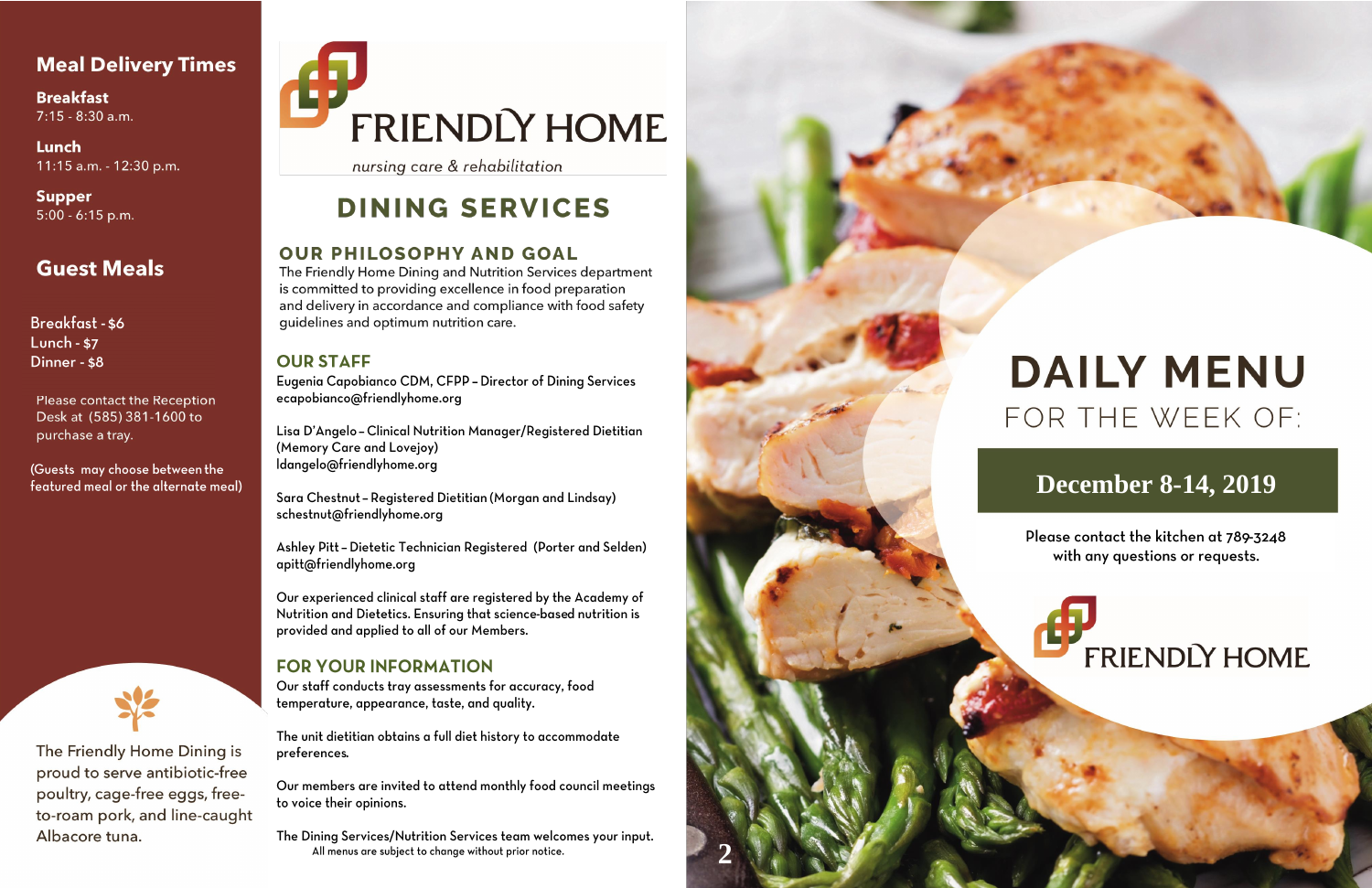## Meal Delivery Times

**Breakfast**
7:15 - 8:30 a.m.

**Lunch**
11:15 a.m. - 12:30 p.m.

**Supper**
5:00 - 6:15 p.m.

## Guest Meals

Breakfast - $6
Lunch - $7
Dinner - $8

Please contact the Reception Desk at (585) 381-1600 to purchase a tray.

(Guests may choose between the featured meal or the alternate meal)

The Friendly Home Dining is proud to serve antibiotic-free poultry, cage-free eggs, free-to-roam pork, and line-caught Albacore tuna.

FRIENDLY HOME

*nursing care & rehabilitation*

# DINING SERVICES

## OUR PHILOSOPHY AND GOAL

The Friendly Home Dining and Nutrition Services department is committed to providing excellence in food preparation and delivery in accordance and compliance with food safety guidelines and optimum nutrition care.

## OUR STAFF

Eugenia Capobianco CDM, CFPP – Director of Dining Services
ecapobianco@friendlyhome.org

Lisa D'Angelo – Clinical Nutrition Manager/Registered Dietitian (Memory Care and Lovejoy)
ldangelo@friendlyhome.org

Sara Chestnut – Registered Dietitian (Morgan and Lindsay)
schestnut@friendlyhome.org

Ashley Pitt – Dietetic Technician Registered (Porter and Selden)
apitt@friendlyhome.org

Our experienced clinical staff are registered by the Academy of Nutrition and Dietetics. Ensuring that science-based nutrition is provided and applied to all of our Members.

## FOR YOUR INFORMATION

Our staff conducts tray assessments for accuracy, food temperature, appearance, taste, and quality.

The unit dietitian obtains a full diet history to accommodate preferences.

Our members are invited to attend monthly food council meetings to voice their opinions.

The Dining Services/Nutrition Services team welcomes your input.

All menus are subject to change without prior notice.

# DAILY MENU

FOR THE WEEK OF:

**December 8-14, 2019**

Please contact the kitchen at 789-3248 with any questions or requests.

FRIENDLY HOME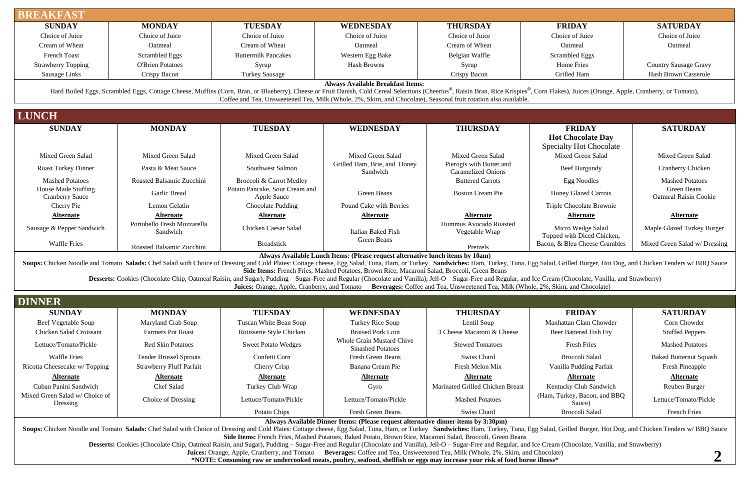## BREAKFAST

| SUNDAY | MONDAY | TUESDAY | WEDNESDAY | THURSDAY | FRIDAY | SATURDAY |
|---|---|---|---|---|---|---|
| Choice of Juice | Choice of Juice | Choice of Juice | Choice of Juice | Choice of Juice | Choice of Juice | Choice of Juice |
| Cream of Wheat | Oatmeal | Cream of Wheat | Oatmeal | Cream of Wheat | Oatmeal | Oatmeal |
| French Toast | Scrambled Eggs | Buttermilk Pancakes | Western Egg Bake | Belgian Waffle | Scrambled Eggs | |
| Strawberry Topping | O'Brien Potatoes | Syrup | Hash Browns | Syrup | Home Fries | Country Sausage Gravy |
| Sausage Links | Crispy Bacon | Turkey Sausage | | Crispy Bacon | Grilled Ham | Hash Brown Casserole |

**Always Available Breakfast Items:**
Hard Boiled Eggs, Scrambled Eggs, Cottage Cheese, Muffins (Corn, Bran, or Blueberry), Cheese or Fruit Danish, Cold Cereal Selections (Cheerios®, Raisin Bran, Rice Krispies®, Corn Flakes), Juices (Orange, Apple, Cranberry, or Tomato), Coffee and Tea, Unsweetened Tea, Milk (Whole, 2%, Skim, and Chocolate), Seasonal fruit rotation also available.

## LUNCH

| SUNDAY | MONDAY | TUESDAY | WEDNESDAY | THURSDAY | FRIDAY | SATURDAY |
|---|---|---|---|---|---|---|
| | | | | | **Hot Chocolate Day** Specialty Hot Chocolate | |
| Mixed Green Salad | Mixed Green Salad | Mixed Green Salad | Mixed Green Salad | Mixed Green Salad | Mixed Green Salad | Mixed Green Salad |
| Roast Turkey Dinner | Pasta & Meat Sauce | Southwest Salmon | Grilled Ham, Brie, and Honey Sandwich | Pierogis with Butter and Caramelized Onions | Beef Burgundy | Cranberry Chicken |
| Mashed Potatoes | Roasted Balsamic Zucchini | Broccoli & Carrot Medley | | Buttered Carrots | Egg Noodles | Mashed Potatoes |
| House Made Stuffing Cranberry Sauce | Garlic Bread | Potato Pancake, Sour Cream and Apple Sauce | Green Beans | Boston Cream Pie | Honey Glazed Carrots | Green Beans Oatmeal Raisin Cookie |
| Cherry Pie | Lemon Gelatin | Chocolate Pudding | Pound Cake with Berries | | Triple Chocolate Brownie | |
| **Alternate** | **Alternate** | **Alternate** | **Alternate** | **Alternate** | **Alternate** | **Alternate** |
| Sausage & Pepper Sandwich | Portobello Fresh Mozzarella Sandwich | Chicken Caesar Salad | Italian Baked Fish | Hummus Avocado Roasted Vegetable Wrap | Micro Wedge Salad Topped with Diced Chicken, | Maple Glazed Turkey Burger |
| Waffle Fries | Roasted Balsamic Zucchini | Breadstick | Green Beans | Pretzels | Bacon, & Bleu Cheese Crumbles | Mixed Green Salad w/ Dressing |

**Always Available Lunch Items: (Please request alternative lunch items by 10am)**
**Soups:** Chicken Noodle and Tomato **Salads:** Chef Salad with Choice of Dressing and Cold Plates: Cottage cheese, Egg Salad, Tuna, Ham, or Turkey **Sandwiches:** Ham, Turkey, Tuna, Egg Salad, Grilled Burger, Hot Dog, and Chicken Tenders w/ BBQ Sauce
**Side Items:** French Fries, Mashed Potatoes, Brown Rice, Macaroni Salad, Broccoli, Green Beans
**Desserts:** Cookies (Chocolate Chip, Oatmeal Raisin, and Sugar), Pudding – Sugar-Free and Regular (Chocolate and Vanilla), Jell-O – Sugar-Free and Regular, and Ice Cream (Chocolate, Vanilla, and Strawberry)
**Juices:** Orange, Apple, Cranberry, and Tomato **Beverages:** Coffee and Tea, Unsweetened Tea, Milk (Whole, 2%, Skim, and Chocolate)

## DINNER

| SUNDAY | MONDAY | TUESDAY | WEDNESDAY | THURSDAY | FRIDAY | SATURDAY |
|---|---|---|---|---|---|---|
| Beef Vegetable Soup | Maryland Crab Soup | Tuscan White Bean Soup | Turkey Rice Soup | Lentil Soup | Manhattan Clam Chowder | Corn Chowder |
| Chicken Salad Croissant | Farmers Pot Roast | Rotisserie Style Chicken | Braised Pork Loin | 3 Cheese Macaroni & Cheese | Beer Battered Fish Fry | Stuffed Peppers |
| Lettuce/Tomato/Pickle | Red Skin Potatoes | Sweet Potato Wedges | Whole Grain Mustard Chive Smashed Potatoes | Stewed Tomatoes | Fresh Fries | Mashed Potatoes |
| Waffle Fries | Tender Brussel Sprouts | Confetti Corn | Fresh Green Beans | Swiss Chard | Broccoli Salad | Baked Butternut Squash |
| Ricotta Cheesecake w/ Topping | Strawberry Fluff Parfait | Cherry Crisp | Banana Cream Pie | Fresh Melon Mix | Vanilla Pudding Parfait | Fresh Pineapple |
| **Alternate** | **Alternate** | **Alternate** | **Alternate** | **Alternate** | **Alternate** | **Alternate** |
| Cuban Panini Sandwich | Chef Salad | Turkey Club Wrap | Gyro | Marinated Grilled Chicken Breast | Kentucky Club Sandwich | Reuben Burger |
| Mixed Green Salad w/ Choice of Dressing | Choice of Dressing | Lettuce/Tomato/Pickle | Lettuce/Tomato/Pickle | Mashed Potatoes | (Ham, Turkey, Bacon, and BBQ Sauce) | Lettuce/Tomato/Pickle |
| | | Potato Chips | Fresh Green Beans | Swiss Chard | Broccoli Salad | French Fries |

**Always Available Dinner Items: (Please request alternative dinner items by 3:30pm)**
**Soups:** Chicken Noodle and Tomato **Salads:** Chef Salad with Choice of Dressing and Cold Plates: Cottage cheese, Egg Salad, Tuna, Ham, or Turkey **Sandwiches:** Ham, Turkey, Tuna, Egg Salad, Grilled Burger, Hot Dog, and Chicken Tenders w/ BBQ Sauce
**Side Items:** French Fries, Mashed Potatoes, Baked Potato, Brown Rice, Macaroni Salad, Broccoli, Green Beans
**Desserts:** Cookies (Chocolate Chip, Oatmeal Raisin, and Sugar), Pudding – Sugar-Free and Regular (Chocolate and Vanilla), Jell-O – Sugar-Free and Regular, and Ice Cream (Chocolate, Vanilla, and Strawberry)
**Juices:** Orange, Apple, Cranberry, and Tomato **Beverages:** Coffee and Tea, Unsweetened Tea, Milk (Whole, 2%, Skim, and Chocolate)
**\*NOTE: Consuming raw or undercooked meats, poultry, seafood, shellfish or eggs may increase your risk of food borne illness\***